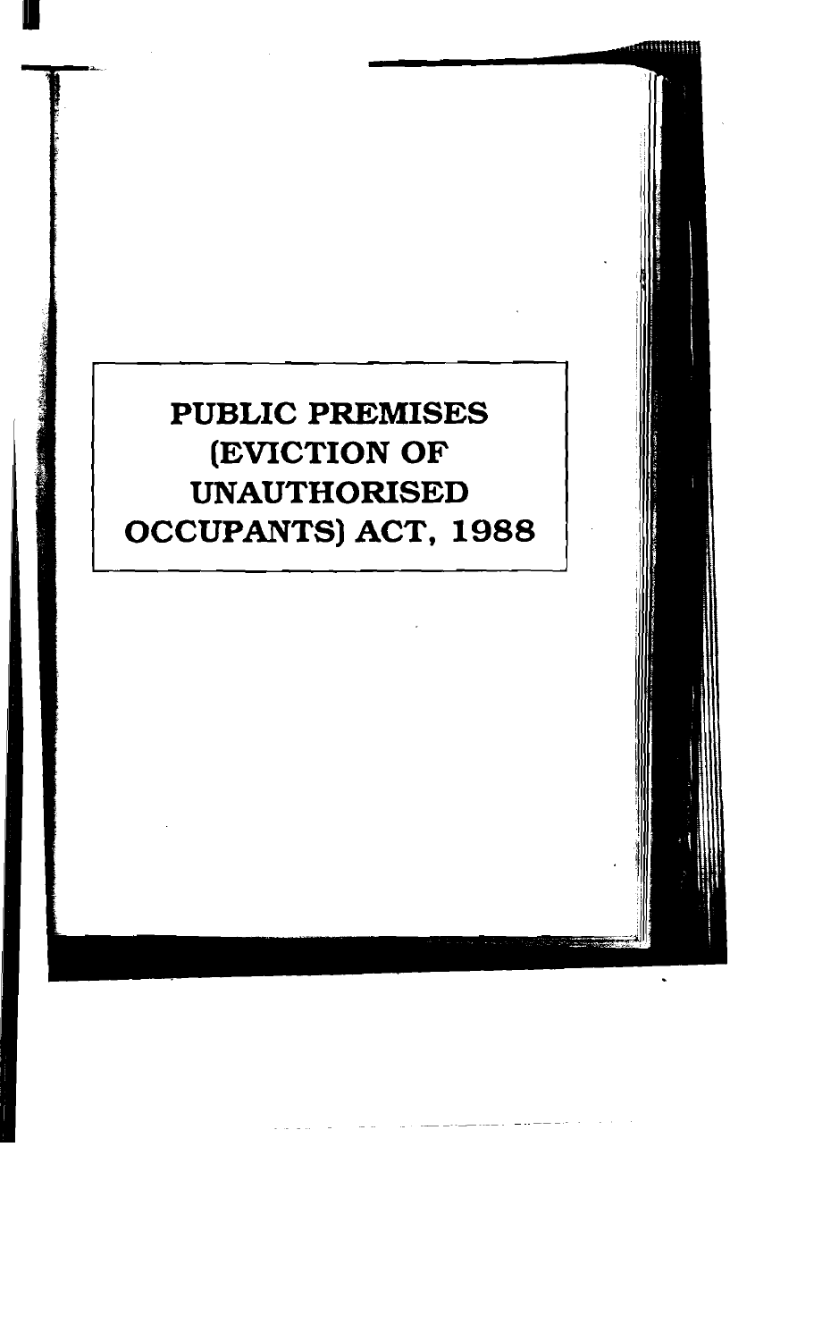# PUBLIC PREMISES (EVICTION OF UNAUTHORISED OCCUPANTS) ACT, 1988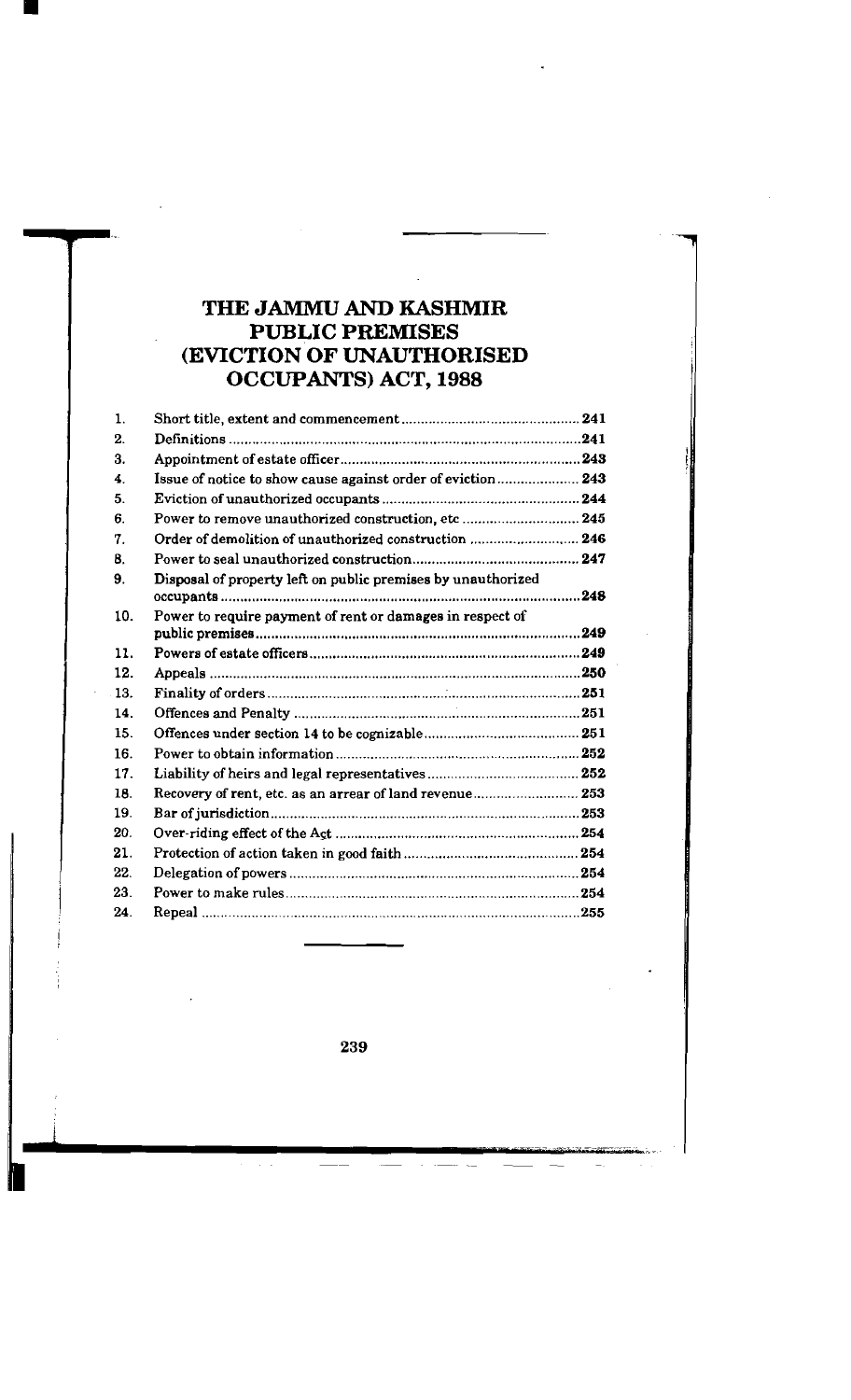# THE JAMMU AND KASHMIR PUBLIC PREMISES (EVICTION OF UNAUTHORISED OCCUPANTS) ACT, 1988

| | | |
|---|---|---|
| 1. | Short title, extent and commencement | 241 |
| 2. | Definitions | 241 |
| 3. | Appointment of estate officer | 243 |
| 4. | Issue of notice to show cause against order of eviction | 243 |
| 5. | Eviction of unauthorized occupants | 244 |
| 6. | Power to remove unauthorized construction, etc | 245 |
| 7. | Order of demolition of unauthorized construction | 246 |
| 8. | Power to seal unauthorized construction | 247 |
| 9. | Disposal of property left on public premises by unauthorized occupants | 248 |
| 10. | Power to require payment of rent or damages in respect of public premises | 249 |
| 11. | Powers of estate officers | 249 |
| 12. | Appeals | 250 |
| 13. | Finality of orders | 251 |
| 14. | Offences and Penalty | 251 |
| 15. | Offences under section 14 to be cognizable | 251 |
| 16. | Power to obtain information | 252 |
| 17. | Liability of heirs and legal representatives | 252 |
| 18. | Recovery of rent, etc. as an arrear of land revenue | 253 |
| 19. | Bar of jurisdiction | 253 |
| 20. | Over-riding effect of the Act | 254 |
| 21. | Protection of action taken in good faith | 254 |
| 22. | Delegation of powers | 254 |
| 23. | Power to make rules | 254 |
| 24. | Repeal | 255 |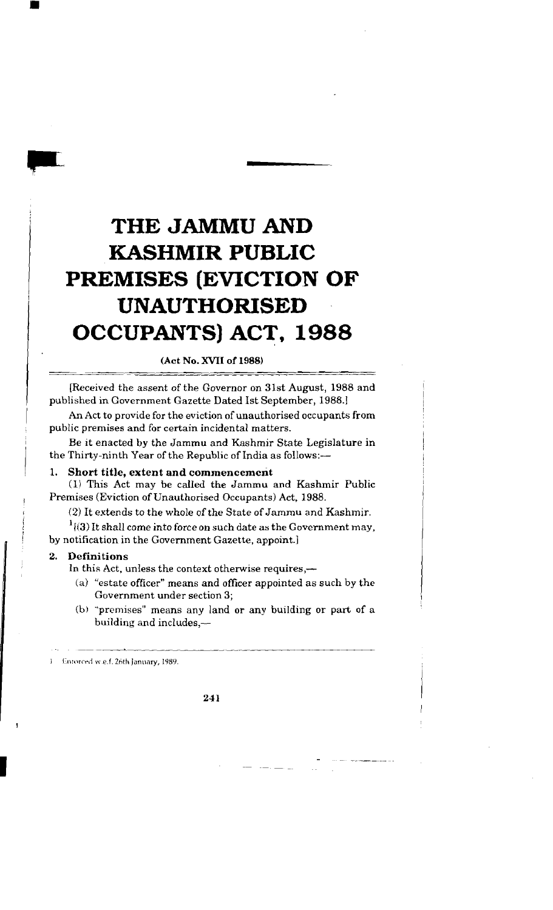# THE JAMMU AND KASHMIR PUBLIC PREMISES (EVICTION OF UNAUTHORISED OCCUPANTS) ACT, 1988

**(Act No. XVII of 1988)**

[Received the assent of the Governor on 31st August, 1988 and published in Government Gazette Dated Ist September, 1988.]

An Act to provide for the eviction of unauthorised occupants from public premises and for certain incidental matters.

Be it enacted by the Jammu and Kashmir State Legislature in the Thirty-ninth Year of the Republic of India as follows:—

**1. Short title, extent and commencement**

(1) This Act may be called the Jammu and Kashmir Public Premises (Eviction of Unauthorised Occupants) Act, 1988.

(2) It extends to the whole of the State of Jammu and Kashmir.

[1][(3) It shall come into force on such date as the Government may, by notification in the Government Gazette, appoint.]

**2. Definitions**

In this Act, unless the context otherwise requires,—

(a) "estate officer" means and officer appointed as such by the Government under section 3;

(b) "premises" means any land or any building or part of a building and includes,—

---

1 Enforced w.e.f. 26th January, 1989.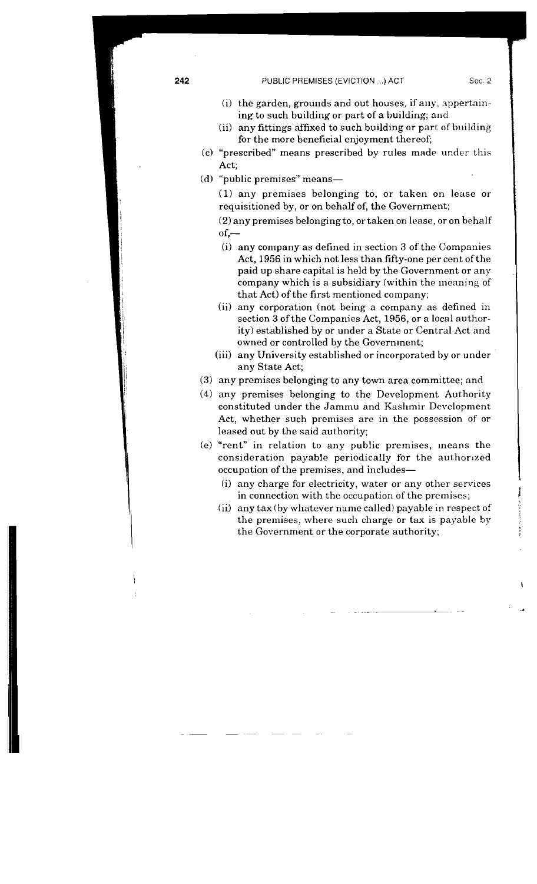(i) the garden, grounds and out houses, if any, appertaining to such building or part of a building; and

(ii) any fittings affixed to such building or part of building for the more beneficial enjoyment thereof;

(c) "prescribed" means prescribed by rules made under this Act;

(d) "public premises" means—

(1) any premises belonging to, or taken on lease or requisitioned by, or on behalf of, the Government;

(2) any premises belonging to, or taken on lease, or on behalf of,—

(i) any company as defined in section 3 of the Companies Act, 1956 in which not less than fifty-one per cent of the paid up share capital is held by the Government or any company which is a subsidiary (within the meaning of that Act) of the first mentioned company;

(ii) any corporation (not being a company as defined in section 3 of the Companies Act, 1956, or a local authority) established by or under a State or Central Act and owned or controlled by the Government;

(iii) any University established or incorporated by or under any State Act;

(3) any premises belonging to any town area committee; and

(4) any premises belonging to the Development Authority constituted under the Jammu and Kashmir Development Act, whether such premises are in the possession of or leased out by the said authority;

(e) "rent" in relation to any public premises, means the consideration payable periodically for the authorized occupation of the premises, and includes—

(i) any charge for electricity, water or any other services in connection with the occupation of the premises;

(ii) any tax (by whatever name called) payable in respect of the premises, where such charge or tax is payable by the Government or the corporate authority;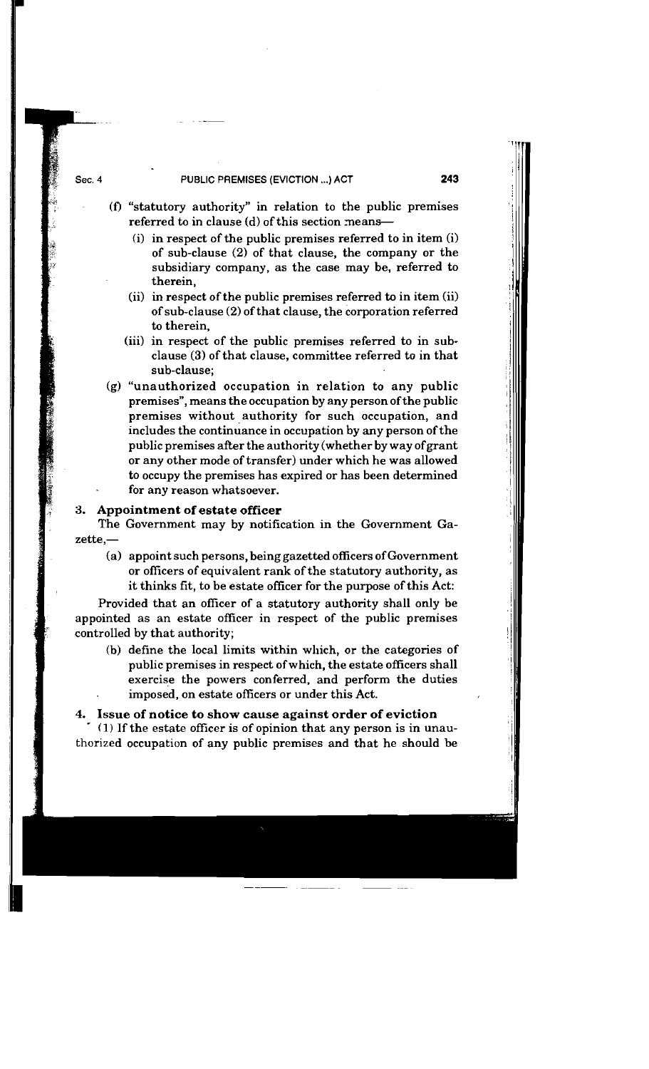(f) "statutory authority" in relation to the public premises referred to in clause (d) of this section means—

   (i) in respect of the public premises referred to in item (i) of sub-clause (2) of that clause, the company or the subsidiary company, as the case may be, referred to therein,

   (ii) in respect of the public premises referred to in item (ii) of sub-clause (2) of that clause, the corporation referred to therein,

   (iii) in respect of the public premises referred to in sub-clause (3) of that clause, committee referred to in that sub-clause;

(g) "unauthorized occupation in relation to any public premises", means the occupation by any person of the public premises without authority for such occupation, and includes the continuance in occupation by any person of the public premises after the authority (whether by way of grant or any other mode of transfer) under which he was allowed to occupy the premises has expired or has been determined for any reason whatsoever.

### 3. Appointment of estate officer

The Government may by notification in the Government Gazette,—

(a) appoint such persons, being gazetted officers of Government or officers of equivalent rank of the statutory authority, as it thinks fit, to be estate officer for the purpose of this Act:

Provided that an officer of a statutory authority shall only be appointed as an estate officer in respect of the public premises controlled by that authority;

(b) define the local limits within which, or the categories of public premises in respect of which, the estate officers shall exercise the powers conferred, and perform the duties imposed, on estate officers or under this Act.

### 4. Issue of notice to show cause against order of eviction

(1) If the estate officer is of opinion that any person is in unauthorized occupation of any public premises and that he should be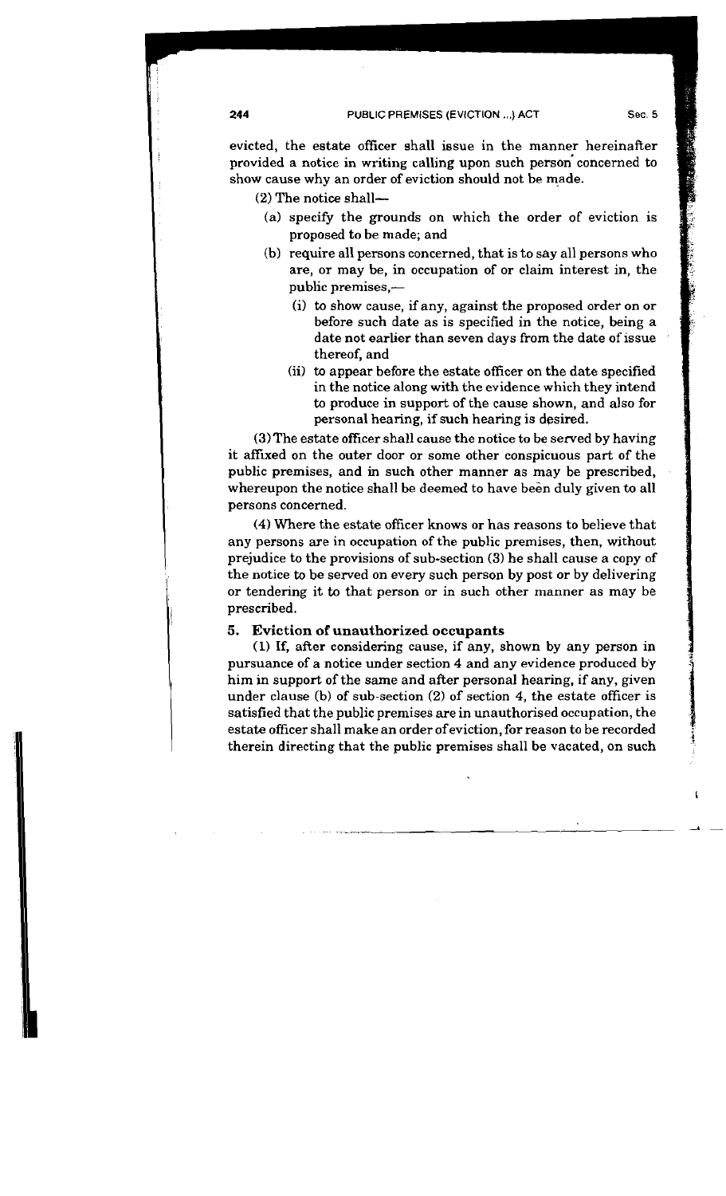evicted, the estate officer shall issue in the manner hereinafter provided a notice in writing calling upon such person concerned to show cause why an order of eviction should not be made.

(2) The notice shall—

- (a) specify the grounds on which the order of eviction is proposed to be made; and
- (b) require all persons concerned, that is to say all persons who are, or may be, in occupation of or claim interest in, the public premises,—
  - (i) to show cause, if any, against the proposed order on or before such date as is specified in the notice, being a date not earlier than seven days from the date of issue thereof, and
  - (ii) to appear before the estate officer on the date specified in the notice along with the evidence which they intend to produce in support of the cause shown, and also for personal hearing, if such hearing is desired.

(3) The estate officer shall cause the notice to be served by having it affixed on the outer door or some other conspicuous part of the public premises, and in such other manner as may be prescribed, whereupon the notice shall be deemed to have been duly given to all persons concerned.

(4) Where the estate officer knows or has reasons to believe that any persons are in occupation of the public premises, then, without prejudice to the provisions of sub-section (3) he shall cause a copy of the notice to be served on every such person by post or by delivering or tendering it to that person or in such other manner as may be prescribed.

### 5. Eviction of unauthorized occupants

(1) If, after considering cause, if any, shown by any person in pursuance of a notice under section 4 and any evidence produced by him in support of the same and after personal hearing, if any, given under clause (b) of sub-section (2) of section 4, the estate officer is satisfied that the public premises are in unauthorised occupation, the estate officer shall make an order of eviction, for reason to be recorded therein directing that the public premises shall be vacated, on such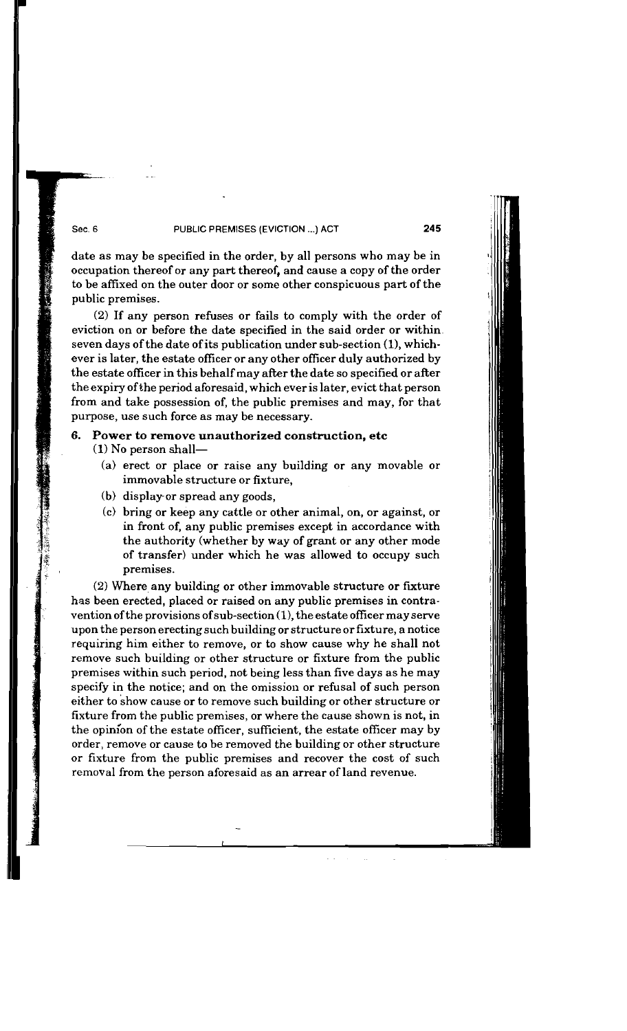date as may be specified in the order, by all persons who may be in occupation thereof or any part thereof, and cause a copy of the order to be affixed on the outer door or some other conspicuous part of the public premises.

(2) If any person refuses or fails to comply with the order of eviction on or before the date specified in the said order or within seven days of the date of its publication under sub-section (1), whichever is later, the estate officer or any other officer duly authorized by the estate officer in this behalf may after the date so specified or after the expiry of the period aforesaid, which ever is later, evict that person from and take possession of, the public premises and may, for that purpose, use such force as may be necessary.

### 6. Power to remove unauthorized construction, etc

(1) No person shall—

- (a) erect or place or raise any building or any movable or immovable structure or fixture,
- (b) display or spread any goods,
- (c) bring or keep any cattle or other animal, on, or against, or in front of, any public premises except in accordance with the authority (whether by way of grant or any other mode of transfer) under which he was allowed to occupy such premises.

(2) Where any building or other immovable structure or fixture has been erected, placed or raised on any public premises in contravention of the provisions of sub-section (1), the estate officer may serve upon the person erecting such building or structure or fixture, a notice requiring him either to remove, or to show cause why he shall not remove such building or other structure or fixture from the public premises within such period, not being less than five days as he may specify in the notice; and on the omission or refusal of such person either to show cause or to remove such building or other structure or fixture from the public premises, or where the cause shown is not, in the opinion of the estate officer, sufficient, the estate officer may by order, remove or cause to be removed the building or other structure or fixture from the public premises and recover the cost of such removal from the person aforesaid as an arrear of land revenue.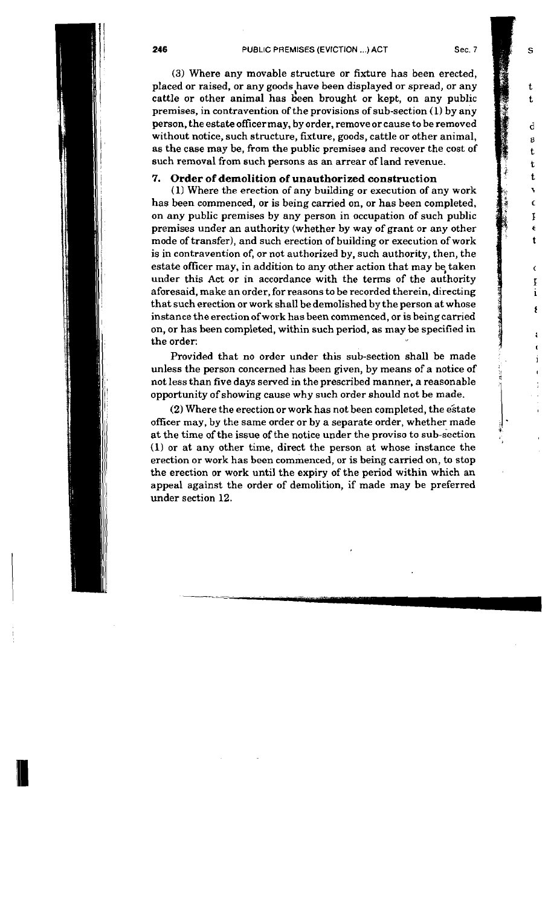(3) Where any movable structure or fixture has been erected, placed or raised, or any goods have been displayed or spread, or any cattle or other animal has been brought or kept, on any public premises, in contravention of the provisions of sub-section (1) by any person, the estate officer may, by order, remove or cause to be removed without notice, such structure, fixture, goods, cattle or other animal, as the case may be, from the public premises and recover the cost of such removal from such persons as an arrear of land revenue.

## 7. Order of demolition of unauthorized construction

(1) Where the erection of any building or execution of any work has been commenced, or is being carried on, or has been completed, on any public premises by any person in occupation of such public premises under an authority (whether by way of grant or any other mode of transfer), and such erection of building or execution of work is in contravention of, or not authorized by, such authority, then, the estate officer may, in addition to any other action that may be taken under this Act or in accordance with the terms of the authority aforesaid, make an order, for reasons to be recorded therein, directing that such erection or work shall be demolished by the person at whose instance the erection of work has been commenced, or is being carried on, or has been completed, within such period, as may be specified in the order:

Provided that no order under this sub-section shall be made unless the person concerned has been given, by means of a notice of not less than five days served in the prescribed manner, a reasonable opportunity of showing cause why such order should not be made.

(2) Where the erection or work has not been completed, the estate officer may, by the same order or by a separate order, whether made at the time of the issue of the notice under the proviso to sub-section (1) or at any other time, direct the person at whose instance the erection or work has been commenced, or is being carried on, to stop the erection or work until the expiry of the period within which an appeal against the order of demolition, if made may be preferred under section 12.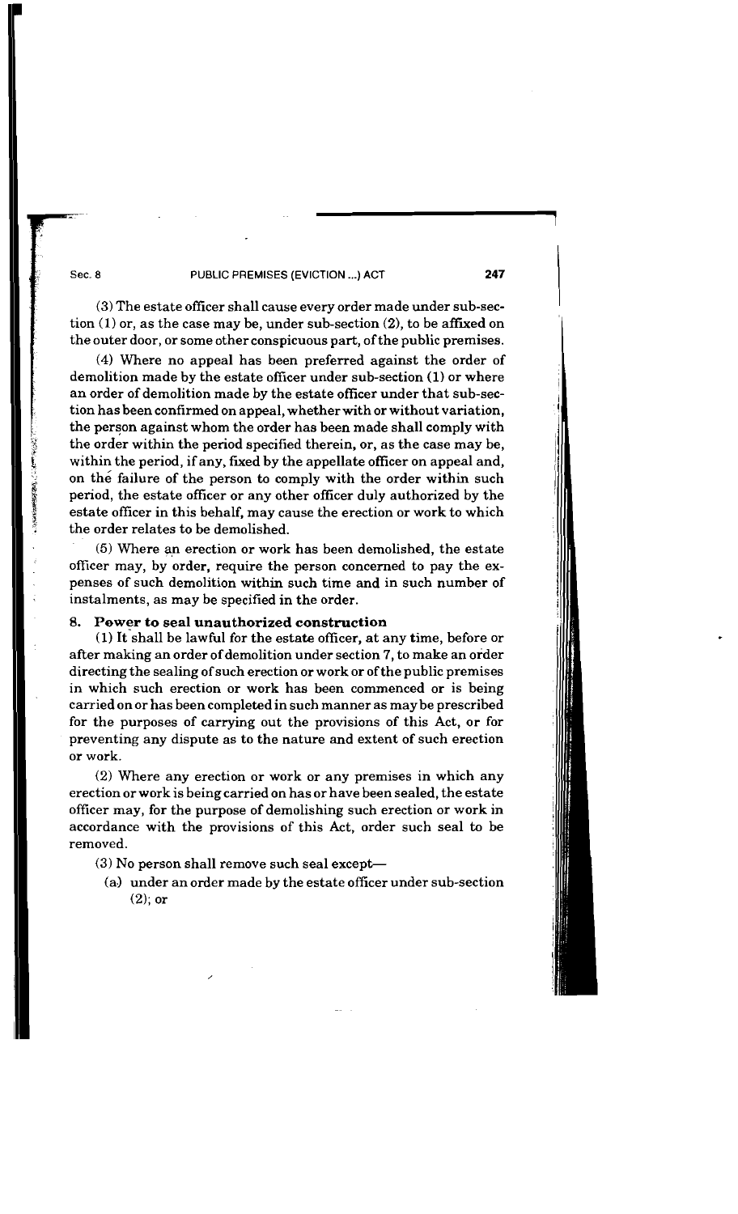(3) The estate officer shall cause every order made under sub-section (1) or, as the case may be, under sub-section (2), to be affixed on the outer door, or some other conspicuous part, of the public premises.

(4) Where no appeal has been preferred against the order of demolition made by the estate officer under sub-section (1) or where an order of demolition made by the estate officer under that sub-section has been confirmed on appeal, whether with or without variation, the person against whom the order has been made shall comply with the order within the period specified therein, or, as the case may be, within the period, if any, fixed by the appellate officer on appeal and, on the failure of the person to comply with the order within such period, the estate officer or any other officer duly authorized by the estate officer in this behalf, may cause the erection or work to which the order relates to be demolished.

(5) Where an erection or work has been demolished, the estate officer may, by order, require the person concerned to pay the expenses of such demolition within such time and in such number of instalments, as may be specified in the order.

## 8. Power to seal unauthorized construction

(1) It shall be lawful for the estate officer, at any time, before or after making an order of demolition under section 7, to make an order directing the sealing of such erection or work or of the public premises in which such erection or work has been commenced or is being carried on or has been completed in such manner as may be prescribed for the purposes of carrying out the provisions of this Act, or for preventing any dispute as to the nature and extent of such erection or work.

(2) Where any erection or work or any premises in which any erection or work is being carried on has or have been sealed, the estate officer may, for the purpose of demolishing such erection or work in accordance with the provisions of this Act, order such seal to be removed.

(3) No person shall remove such seal except—

(a) under an order made by the estate officer under sub-section (2); or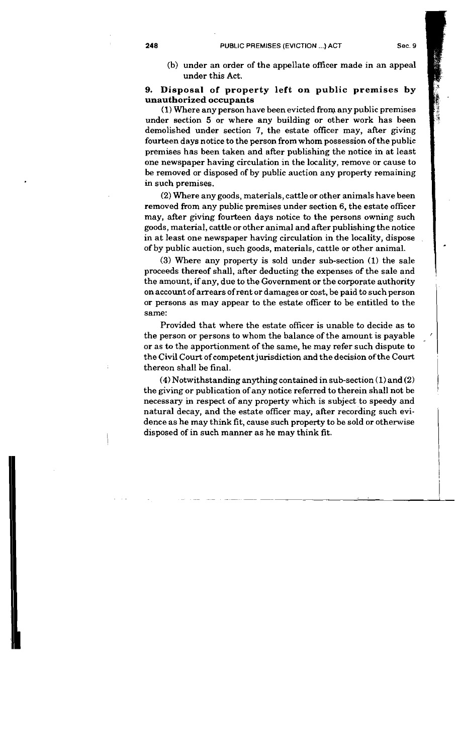(b) under an order of the appellate officer made in an appeal under this Act.

## 9. Disposal of property left on public premises by unauthorized occupants

(1) Where any person have been evicted from any public premises under section 5 or where any building or other work has been demolished under section 7, the estate officer may, after giving fourteen days notice to the person from whom possession of the public premises has been taken and after publishing the notice in at least one newspaper having circulation in the locality, remove or cause to be removed or disposed of by public auction any property remaining in such premises.

(2) Where any goods, materials, cattle or other animals have been removed from any public premises under section 6, the estate officer may, after giving fourteen days notice to the persons owning such goods, material, cattle or other animal and after publishing the notice in at least one newspaper having circulation in the locality, dispose of by public auction, such goods, materials, cattle or other animal.

(3) Where any property is sold under sub-section (1) the sale proceeds thereof shall, after deducting the expenses of the sale and the amount, if any, due to the Government or the corporate authority on account of arrears of rent or damages or cost, be paid to such person or persons as may appear to the estate officer to be entitled to the same:

Provided that where the estate officer is unable to decide as to the person or persons to whom the balance of the amount is payable or as to the apportionment of the same, he may refer such dispute to the Civil Court of competent jurisdiction and the decision of the Court thereon shall be final.

(4) Notwithstanding anything contained in sub-section (1) and (2) the giving or publication of any notice referred to therein shall not be necessary in respect of any property which is subject to speedy and natural decay, and the estate officer may, after recording such evidence as he may think fit, cause such property to be sold or otherwise disposed of in such manner as he may think fit.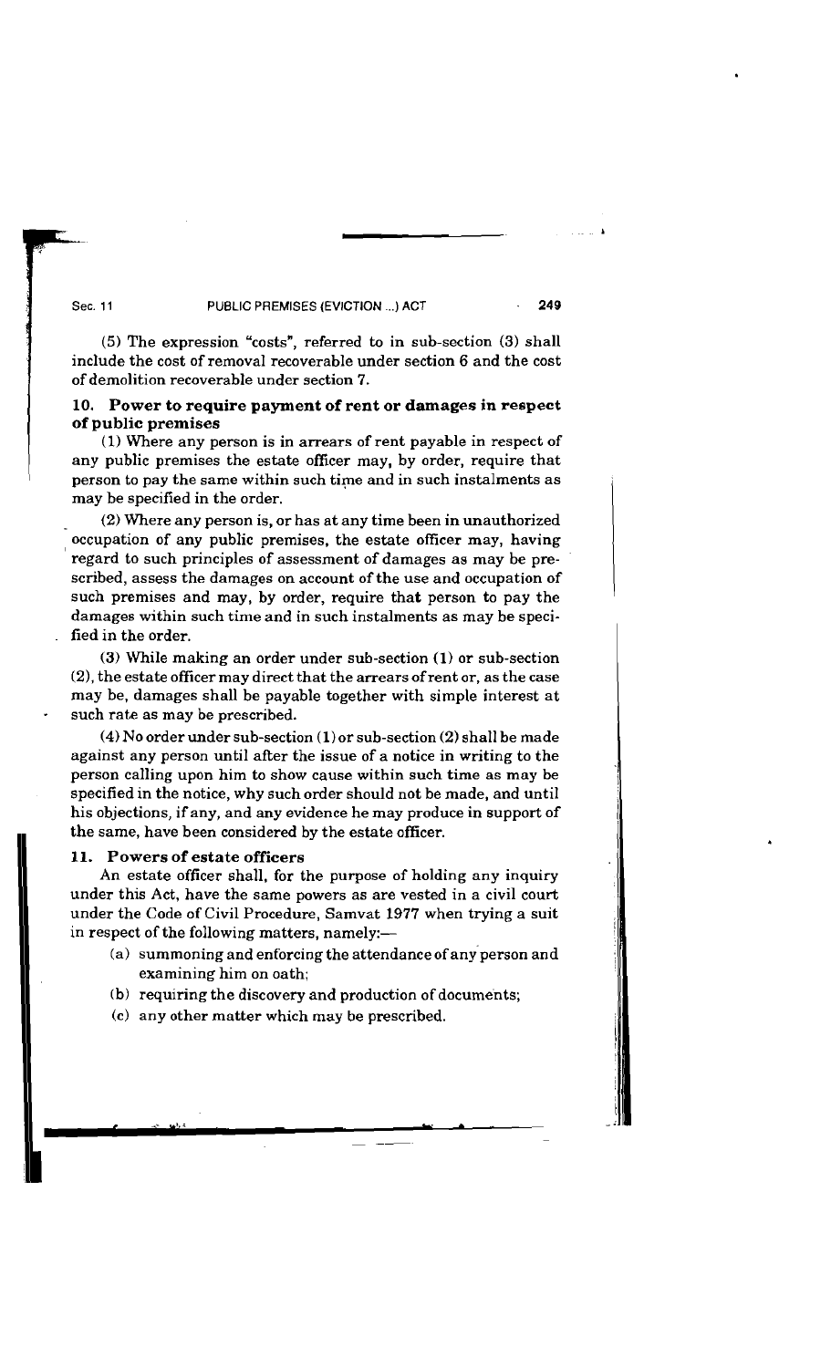(5) The expression "costs", referred to in sub-section (3) shall include the cost of removal recoverable under section 6 and the cost of demolition recoverable under section 7.

## 10. Power to require payment of rent or damages in respect of public premises

(1) Where any person is in arrears of rent payable in respect of any public premises the estate officer may, by order, require that person to pay the same within such time and in such instalments as may be specified in the order.

(2) Where any person is, or has at any time been in unauthorized occupation of any public premises, the estate officer may, having regard to such principles of assessment of damages as may be prescribed, assess the damages on account of the use and occupation of such premises and may, by order, require that person to pay the damages within such time and in such instalments as may be specified in the order.

(3) While making an order under sub-section (1) or sub-section (2), the estate officer may direct that the arrears of rent or, as the case may be, damages shall be payable together with simple interest at such rate as may be prescribed.

(4) No order under sub-section (1) or sub-section (2) shall be made against any person until after the issue of a notice in writing to the person calling upon him to show cause within such time as may be specified in the notice, why such order should not be made, and until his objections, if any, and any evidence he may produce in support of the same, have been considered by the estate officer.

## 11. Powers of estate officers

An estate officer shall, for the purpose of holding any inquiry under this Act, have the same powers as are vested in a civil court under the Code of Civil Procedure, Samvat 1977 when trying a suit in respect of the following matters, namely:—

- (a) summoning and enforcing the attendance of any person and examining him on oath;
- (b) requiring the discovery and production of documents;
- (c) any other matter which may be prescribed.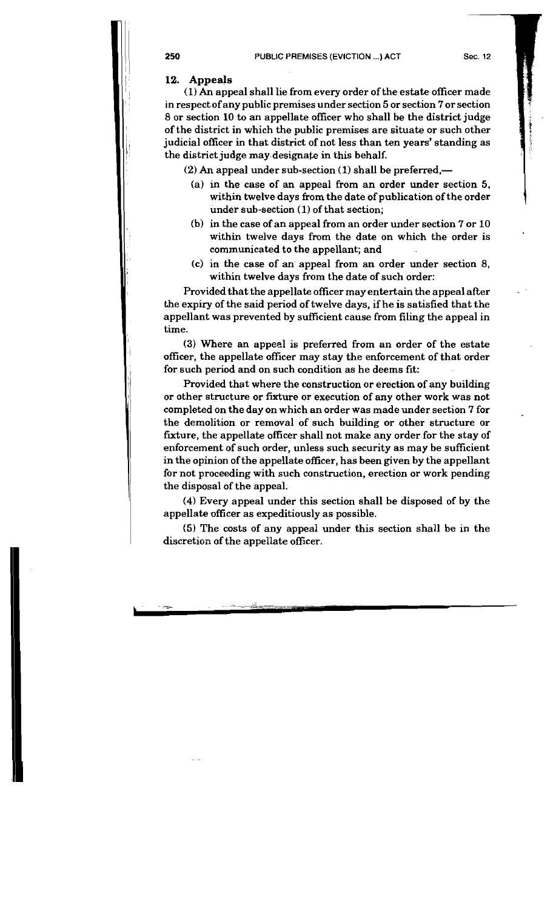## 12. Appeals

(1) An appeal shall lie from every order of the estate officer made in respect of any public premises under section 5 or section 7 or section 8 or section 10 to an appellate officer who shall be the district judge of the district in which the public premises are situate or such other judicial officer in that district of not less than ten years' standing as the district judge may designate in this behalf.

(2) An appeal under sub-section (1) shall be preferred,—

- (a) in the case of an appeal from an order under section 5, within twelve days from the date of publication of the order under sub-section (1) of that section;
- (b) in the case of an appeal from an order under section 7 or 10 within twelve days from the date on which the order is communicated to the appellant; and
- (c) in the case of an appeal from an order under section 8, within twelve days from the date of such order:

Provided that the appellate officer may entertain the appeal after the expiry of the said period of twelve days, if he is satisfied that the appellant was prevented by sufficient cause from filing the appeal in time.

(3) Where an appeal is preferred from an order of the estate officer, the appellate officer may stay the enforcement of that order for such period and on such condition as he deems fit:

Provided that where the construction or erection of any building or other structure or fixture or execution of any other work was not completed on the day on which an order was made under section 7 for the demolition or removal of such building or other structure or fixture, the appellate officer shall not make any order for the stay of enforcement of such order, unless such security as may be sufficient in the opinion of the appellate officer, has been given by the appellant for not proceeding with such construction, erection or work pending the disposal of the appeal.

(4) Every appeal under this section shall be disposed of by the appellate officer as expeditiously as possible.

(5) The costs of any appeal under this section shall be in the discretion of the appellate officer.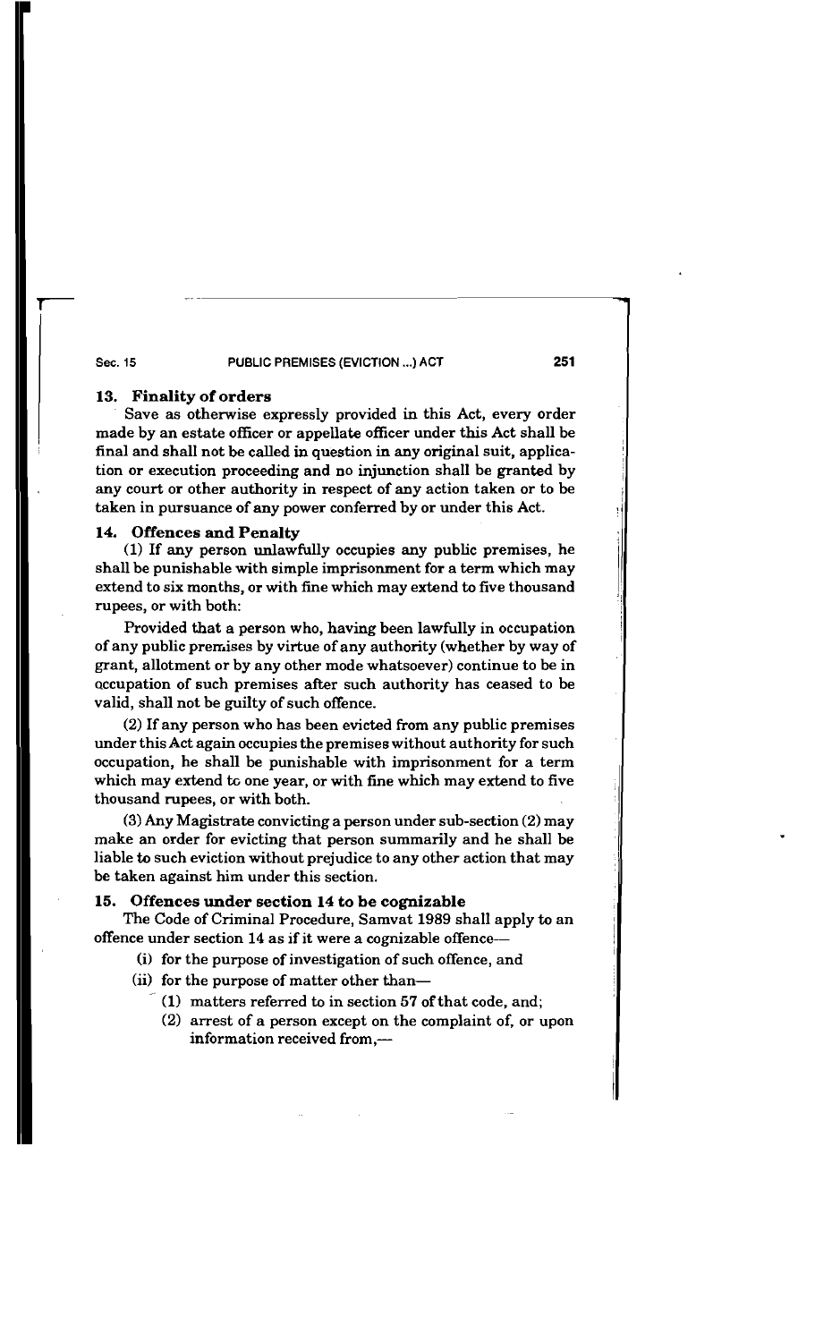### 13. Finality of orders

Save as otherwise expressly provided in this Act, every order made by an estate officer or appellate officer under this Act shall be final and shall not be called in question in any original suit, application or execution proceeding and no injunction shall be granted by any court or other authority in respect of any action taken or to be taken in pursuance of any power conferred by or under this Act.

### 14. Offences and Penalty

(1) If any person unlawfully occupies any public premises, he shall be punishable with simple imprisonment for a term which may extend to six months, or with fine which may extend to five thousand rupees, or with both:

Provided that a person who, having been lawfully in occupation of any public premises by virtue of any authority (whether by way of grant, allotment or by any other mode whatsoever) continue to be in occupation of such premises after such authority has ceased to be valid, shall not be guilty of such offence.

(2) If any person who has been evicted from any public premises under this Act again occupies the premises without authority for such occupation, he shall be punishable with imprisonment for a term which may extend to one year, or with fine which may extend to five thousand rupees, or with both.

(3) Any Magistrate convicting a person under sub-section (2) may make an order for evicting that person summarily and he shall be liable to such eviction without prejudice to any other action that may be taken against him under this section.

### 15. Offences under section 14 to be cognizable

The Code of Criminal Procedure, Samvat 1989 shall apply to an offence under section 14 as if it were a cognizable offence—

- (i) for the purpose of investigation of such offence, and
- (ii) for the purpose of matter other than—
  - (1) matters referred to in section 57 of that code, and;
  - (2) arrest of a person except on the complaint of, or upon information received from,—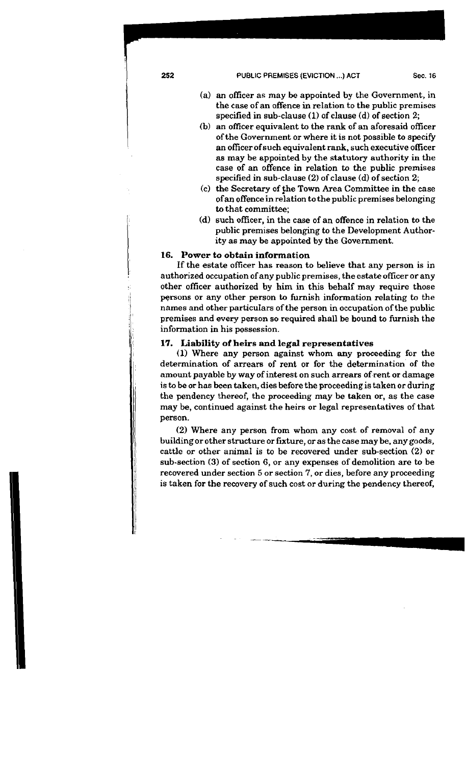(a) an officer as may be appointed by the Government, in the case of an offence in relation to the public premises specified in sub-clause (1) of clause (d) of section 2;

(b) an officer equivalent to the rank of an aforesaid officer of the Government or where it is not possible to specify an officer of such equivalent rank, such executive officer as may be appointed by the statutory authority in the case of an offence in relation to the public premises specified in sub-clause (2) of clause (d) of section 2;

(c) the Secretary of the Town Area Committee in the case of an offence in relation to the public premises belonging to that committee;

(d) such officer, in the case of an offence in relation to the public premises belonging to the Development Authority as may be appointed by the Government.

### 16. Power to obtain information

If the estate officer has reason to believe that any person is in authorized occupation of any public premises, the estate officer or any other officer authorized by him in this behalf may require those persons or any other person to furnish information relating to the names and other particulars of the person in occupation of the public premises and every person so required shall be bound to furnish the information in his possession.

### 17. Liability of heirs and legal representatives

(1) Where any person against whom any proceeding for the determination of arrears of rent or for the determination of the amount payable by way of interest on such arrears of rent or damage is to be or has been taken, dies before the proceeding is taken or during the pendency thereof, the proceeding may be taken or, as the case may be, continued against the heirs or legal representatives of that person.

(2) Where any person from whom any cost of removal of any building or other structure or fixture, or as the case may be, any goods, cattle or other animal is to be recovered under sub-section (2) or sub-section (3) of section 6, or any expenses of demolition are to be recovered under section 5 or section 7, or dies, before any proceeding is taken for the recovery of such cost or during the pendency thereof,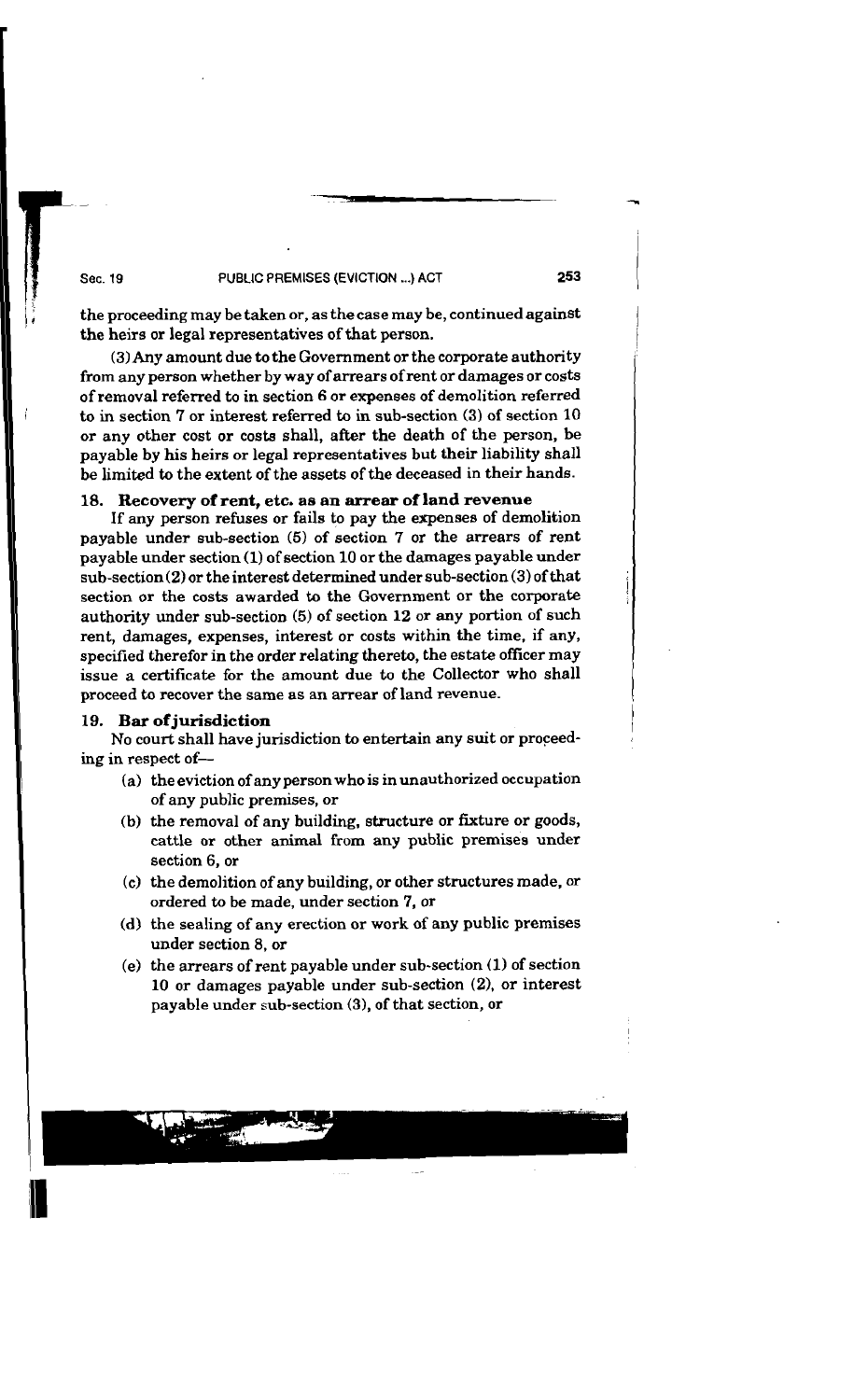the proceeding may be taken or, as the case may be, continued against the heirs or legal representatives of that person.

(3) Any amount due to the Government or the corporate authority from any person whether by way of arrears of rent or damages or costs of removal referred to in section 6 or expenses of demolition referred to in section 7 or interest referred to in sub-section (3) of section 10 or any other cost or costs shall, after the death of the person, be payable by his heirs or legal representatives but their liability shall be limited to the extent of the assets of the deceased in their hands.

### 18. Recovery of rent, etc. as an arrear of land revenue

If any person refuses or fails to pay the expenses of demolition payable under sub-section (5) of section 7 or the arrears of rent payable under section (1) of section 10 or the damages payable under sub-section (2) or the interest determined under sub-section (3) of that section or the costs awarded to the Government or the corporate authority under sub-section (5) of section 12 or any portion of such rent, damages, expenses, interest or costs within the time, if any, specified therefor in the order relating thereto, the estate officer may issue a certificate for the amount due to the Collector who shall proceed to recover the same as an arrear of land revenue.

### 19. Bar of jurisdiction

No court shall have jurisdiction to entertain any suit or proceeding in respect of—

(a) the eviction of any person who is in unauthorized occupation of any public premises, or

(b) the removal of any building, structure or fixture or goods, cattle or other animal from any public premises under section 6, or

(c) the demolition of any building, or other structures made, or ordered to be made, under section 7, or

(d) the sealing of any erection or work of any public premises under section 8, or

(e) the arrears of rent payable under sub-section (1) of section 10 or damages payable under sub-section (2), or interest payable under sub-section (3), of that section, or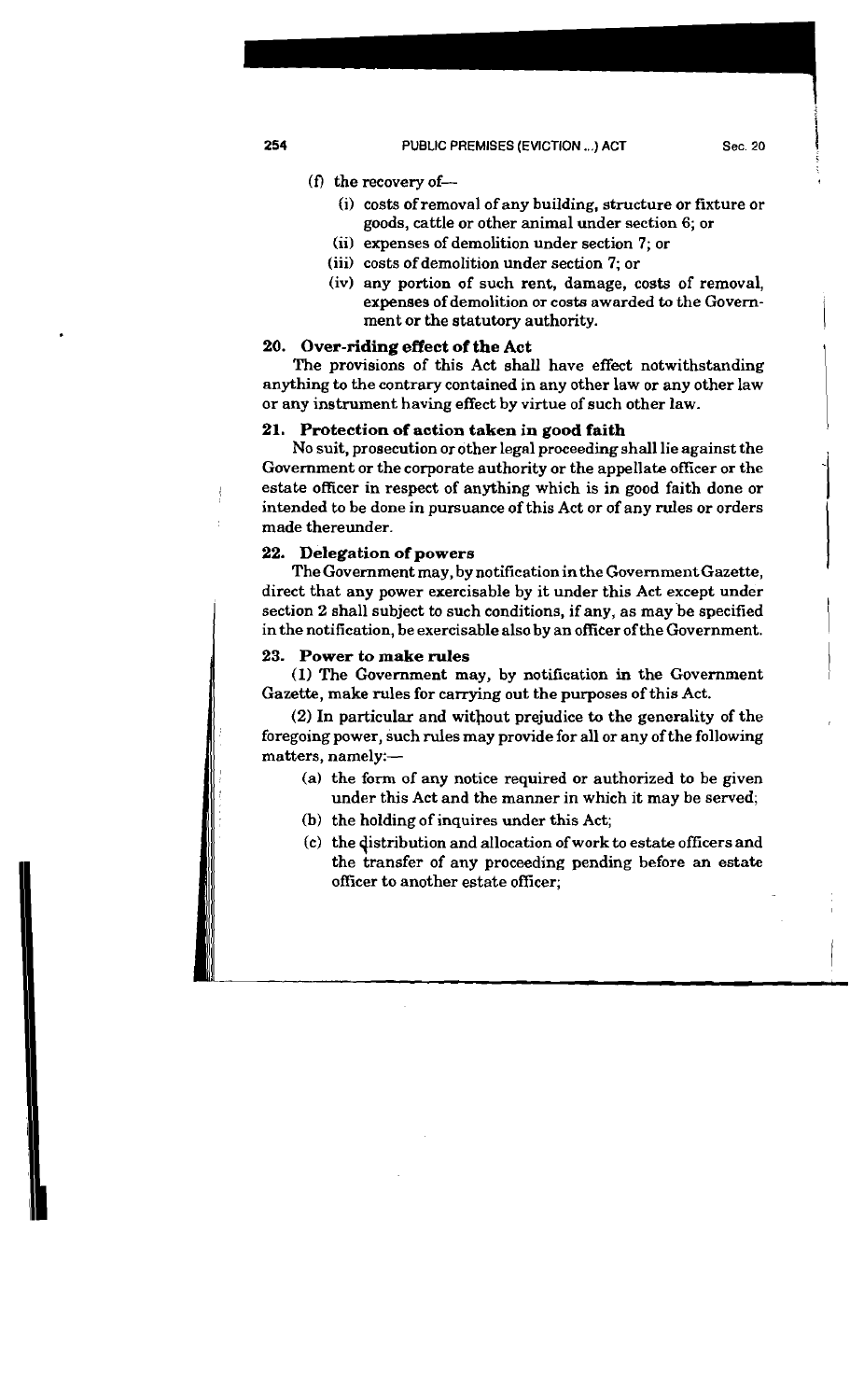(f) the recovery of—

(i) costs of removal of any building, structure or fixture or goods, cattle or other animal under section 6; or

(ii) expenses of demolition under section 7; or

(iii) costs of demolition under section 7; or

(iv) any portion of such rent, damage, costs of removal, expenses of demolition or costs awarded to the Government or the statutory authority.

### 20. Over-riding effect of the Act

The provisions of this Act shall have effect notwithstanding anything to the contrary contained in any other law or any other law or any instrument having effect by virtue of such other law.

### 21. Protection of action taken in good faith

No suit, prosecution or other legal proceeding shall lie against the Government or the corporate authority or the appellate officer or the estate officer in respect of anything which is in good faith done or intended to be done in pursuance of this Act or of any rules or orders made thereunder.

### 22. Delegation of powers

The Government may, by notification in the Government Gazette, direct that any power exercisable by it under this Act except under section 2 shall subject to such conditions, if any, as may be specified in the notification, be exercisable also by an officer of the Government.

### 23. Power to make rules

(1) The Government may, by notification in the Government Gazette, make rules for carrying out the purposes of this Act.

(2) In particular and without prejudice to the generality of the foregoing power, such rules may provide for all or any of the following matters, namely:—

(a) the form of any notice required or authorized to be given under this Act and the manner in which it may be served;

(b) the holding of inquires under this Act;

(c) the distribution and allocation of work to estate officers and the transfer of any proceeding pending before an estate officer to another estate officer;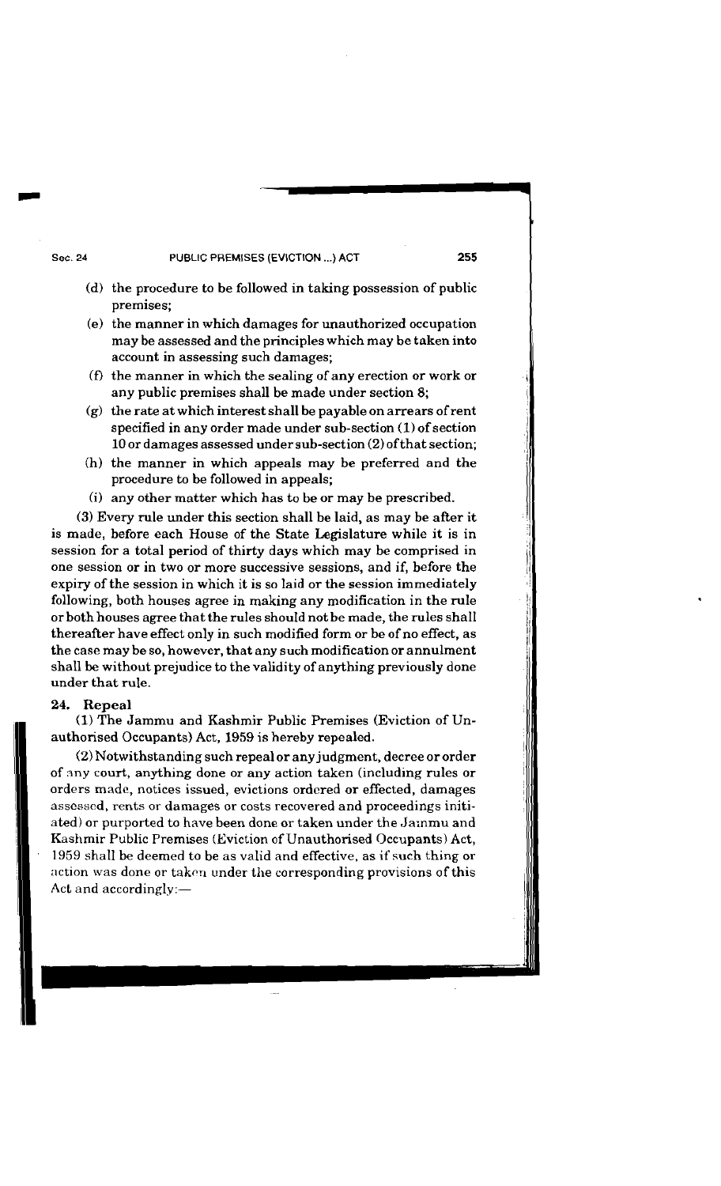(d) the procedure to be followed in taking possession of public premises;

(e) the manner in which damages for unauthorized occupation may be assessed and the principles which may be taken into account in assessing such damages;

(f) the manner in which the sealing of any erection or work or any public premises shall be made under section 8;

(g) the rate at which interest shall be payable on arrears of rent specified in any order made under sub-section (1) of section 10 or damages assessed under sub-section (2) of that section;

(h) the manner in which appeals may be preferred and the procedure to be followed in appeals;

(i) any other matter which has to be or may be prescribed.

(3) Every rule under this section shall be laid, as may be after it is made, before each House of the State Legislature while it is in session for a total period of thirty days which may be comprised in one session or in two or more successive sessions, and if, before the expiry of the session in which it is so laid or the session immediately following, both houses agree in making any modification in the rule or both houses agree that the rules should not be made, the rules shall thereafter have effect only in such modified form or be of no effect, as the case may be so, however, that any such modification or annulment shall be without prejudice to the validity of anything previously done under that rule.

**24. Repeal**

(1) The Jammu and Kashmir Public Premises (Eviction of Unauthorised Occupants) Act, 1959 is hereby repealed.

(2) Notwithstanding such repeal or any judgment, decree or order of any court, anything done or any action taken (including rules or orders made, notices issued, evictions ordered or effected, damages assessed, rents or damages or costs recovered and proceedings initiated) or purported to have been done or taken under the Jammu and Kashmir Public Premises (Eviction of Unauthorised Occupants) Act, 1959 shall be deemed to be as valid and effective, as if such thing or action was done or taken under the corresponding provisions of this Act and accordingly:—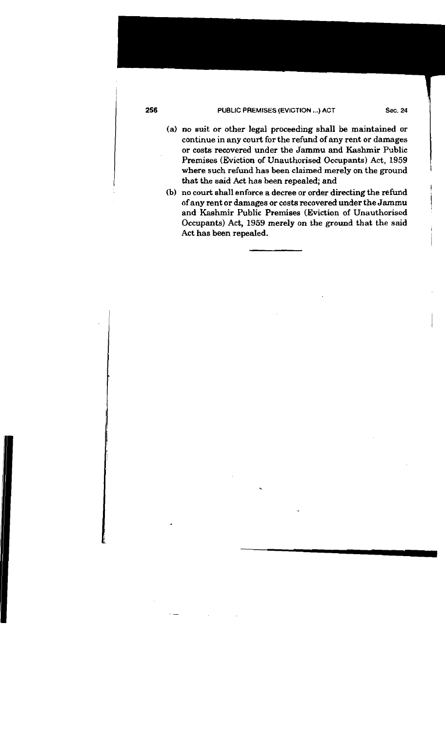(a) no suit or other legal proceeding shall be maintained or continue in any court for the refund of any rent or damages or costs recovered under the Jammu and Kashmir Public Premises (Eviction of Unauthorised Occupants) Act, 1959 where such refund has been claimed merely on the ground that the said Act has been repealed; and

(b) no court shall enforce a decree or order directing the refund of any rent or damages or costs recovered under the Jammu and Kashmir Public Premises (Eviction of Unauthorised Occupants) Act, 1959 merely on the ground that the said Act has been repealed.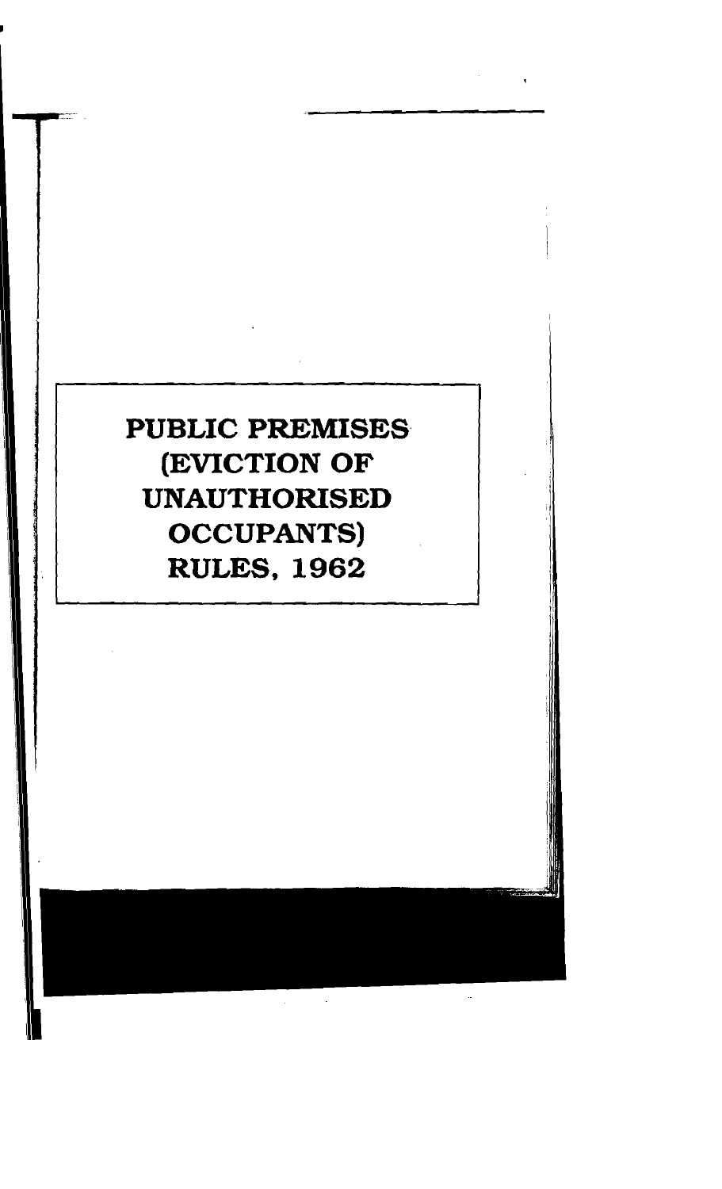# PUBLIC PREMISES (EVICTION OF UNAUTHORISED OCCUPANTS) RULES, 1962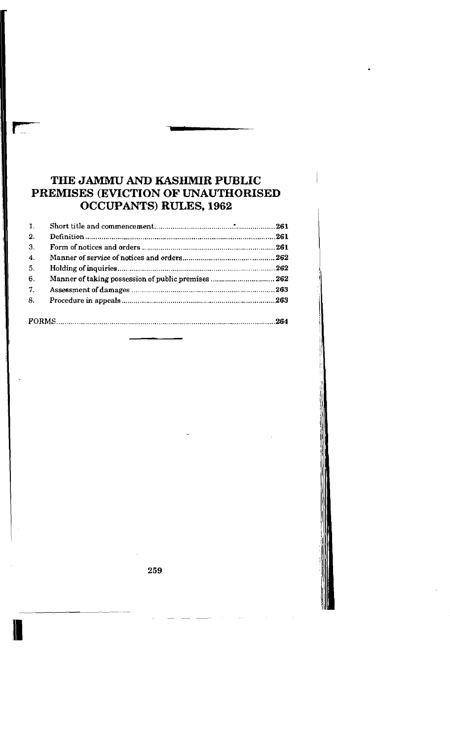# THE JAMMU AND KASHMIR PUBLIC PREMISES (EVICTION OF UNAUTHORISED OCCUPANTS) RULES, 1962

| | | |
|---|---|---|
| 1. | Short title and commencement | 261 |
| 2. | Definition | 261 |
| 3. | Form of notices and orders | 261 |
| 4. | Manner of service of notices and orders | 262 |
| 5. | Holding of inquiries | 262 |
| 6. | Manner of taking possession of public premises | 262 |
| 7. | Assessment of damages | 263 |
| 8. | Procedure in appeals | 263 |
| | FORMS | 264 |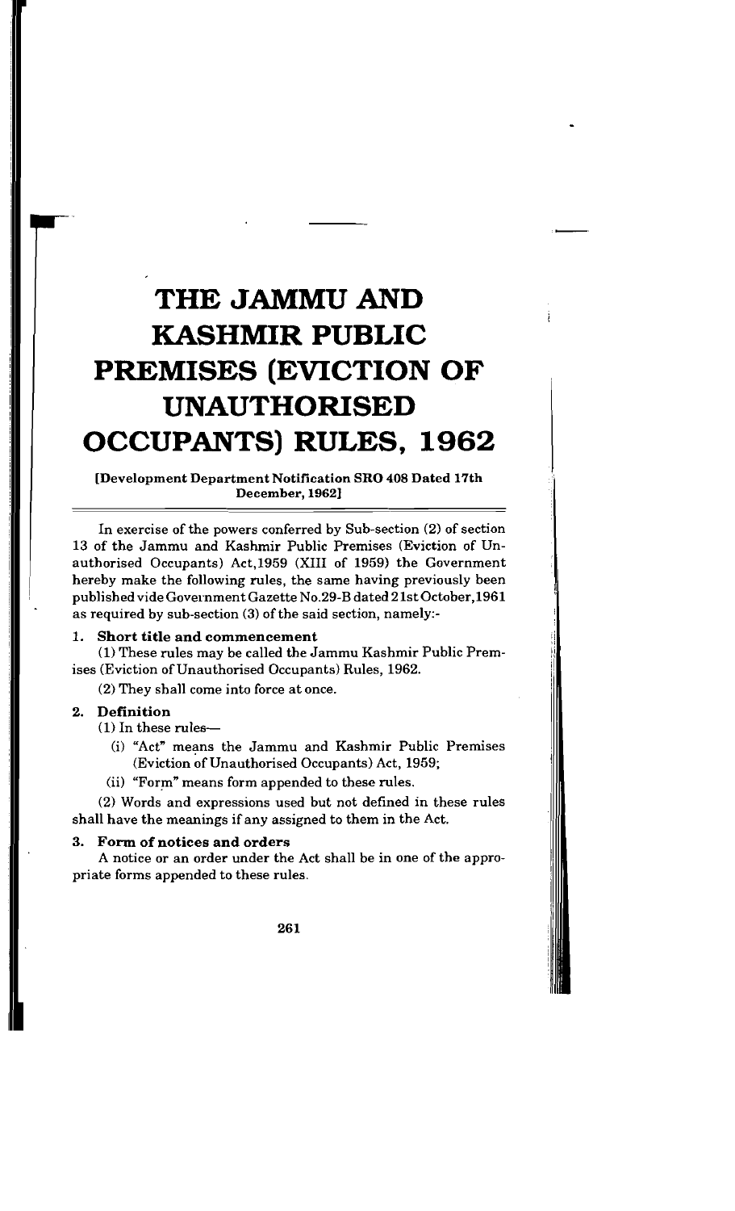# THE JAMMU AND KASHMIR PUBLIC PREMISES (EVICTION OF UNAUTHORISED OCCUPANTS) RULES, 1962

**[Development Department Notification SRO 408 Dated 17th December, 1962]**

In exercise of the powers conferred by Sub-section (2) of section 13 of the Jammu and Kashmir Public Premises (Eviction of Unauthorised Occupants) Act,1959 (XIII of 1959) the Government hereby make the following rules, the same having previously been published vide Government Gazette No.29-B dated 21st October,1961 as required by sub-section (3) of the said section, namely:-

**1. Short title and commencement**

(1) These rules may be called the Jammu Kashmir Public Premises (Eviction of Unauthorised Occupants) Rules, 1962.

(2) They shall come into force at once.

**2. Definition**

(1) In these rules—

(i) "Act" means the Jammu and Kashmir Public Premises (Eviction of Unauthorised Occupants) Act, 1959;

(ii) "Form" means form appended to these rules.

(2) Words and expressions used but not defined in these rules shall have the meanings if any assigned to them in the Act.

**3. Form of notices and orders**

A notice or an order under the Act shall be in one of the appropriate forms appended to these rules.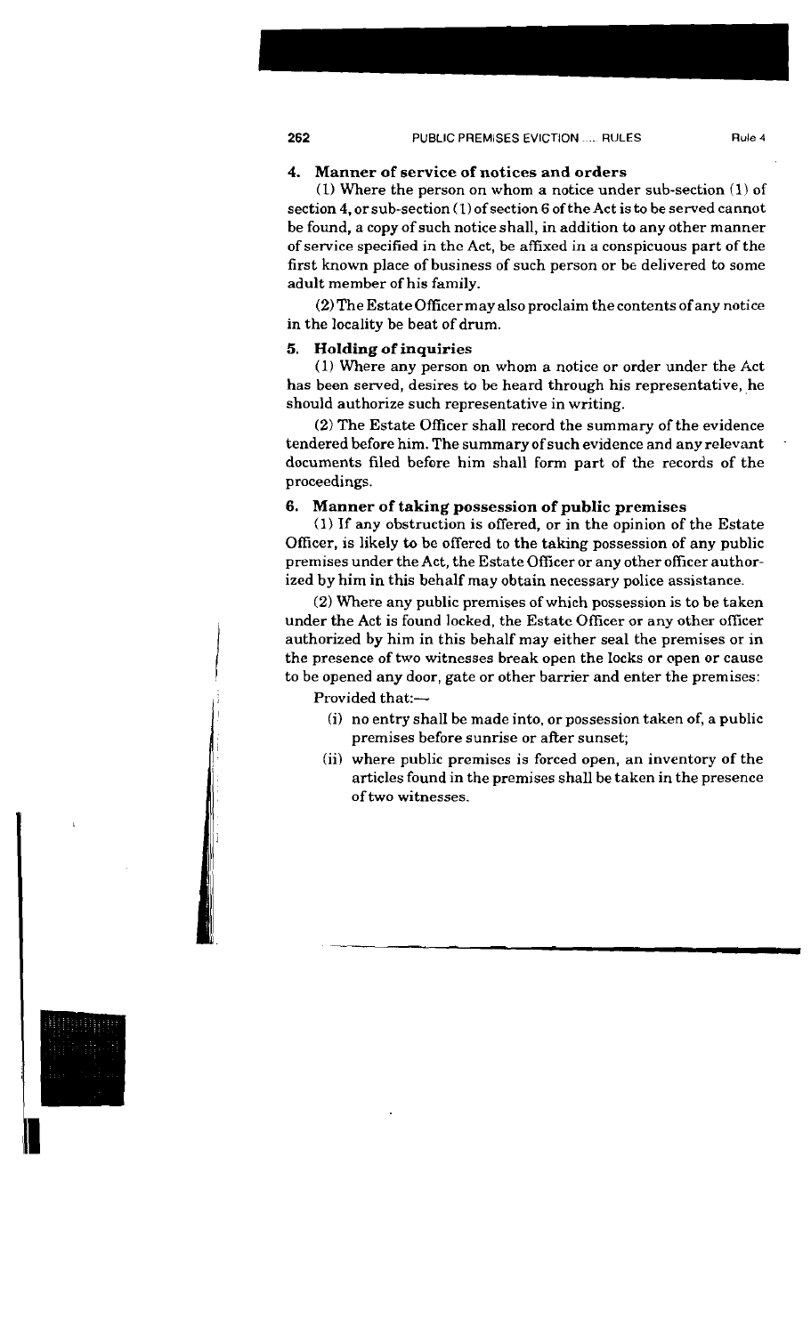## 4. Manner of service of notices and orders

(1) Where the person on whom a notice under sub-section (1) of section 4, or sub-section (1) of section 6 of the Act is to be served cannot be found, a copy of such notice shall, in addition to any other manner of service specified in the Act, be affixed in a conspicuous part of the first known place of business of such person or be delivered to some adult member of his family.

(2) The Estate Officer may also proclaim the contents of any notice in the locality be beat of drum.

## 5. Holding of inquiries

(1) Where any person on whom a notice or order under the Act has been served, desires to be heard through his representative, he should authorize such representative in writing.

(2) The Estate Officer shall record the summary of the evidence tendered before him. The summary of such evidence and any relevant documents filed before him shall form part of the records of the proceedings.

## 6. Manner of taking possession of public premises

(1) If any obstruction is offered, or in the opinion of the Estate Officer, is likely to be offered to the taking possession of any public premises under the Act, the Estate Officer or any other officer authorized by him in this behalf may obtain necessary police assistance.

(2) Where any public premises of which possession is to be taken under the Act is found locked, the Estate Officer or any other officer authorized by him in this behalf may either seal the premises or in the presence of two witnesses break open the locks or open or cause to be opened any door, gate or other barrier and enter the premises:

Provided that:—

(i) no entry shall be made into, or possession taken of, a public premises before sunrise or after sunset;

(ii) where public premises is forced open, an inventory of the articles found in the premises shall be taken in the presence of two witnesses.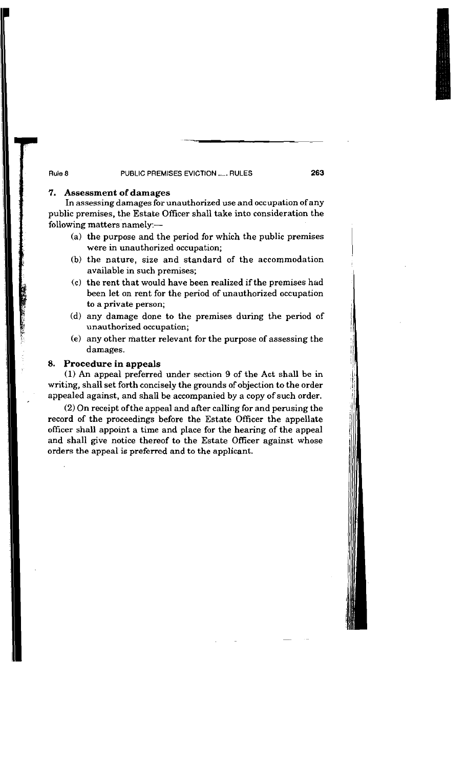### 7. Assessment of damages

In assessing damages for unauthorized use and occupation of any public premises, the Estate Officer shall take into consideration the following matters namely:—

(a) the purpose and the period for which the public premises were in unauthorized occupation;

(b) the nature, size and standard of the accommodation available in such premises;

(c) the rent that would have been realized if the premises had been let on rent for the period of unauthorized occupation to a private person;

(d) any damage done to the premises during the period of unauthorized occupation;

(e) any other matter relevant for the purpose of assessing the damages.

### 8. Procedure in appeals

(1) An appeal preferred under section 9 of the Act shall be in writing, shall set forth concisely the grounds of objection to the order appealed against, and shall be accompanied by a copy of such order.

(2) On receipt of the appeal and after calling for and perusing the record of the proceedings before the Estate Officer the appellate officer shall appoint a time and place for the hearing of the appeal and shall give notice thereof to the Estate Officer against whose orders the appeal is preferred and to the applicant.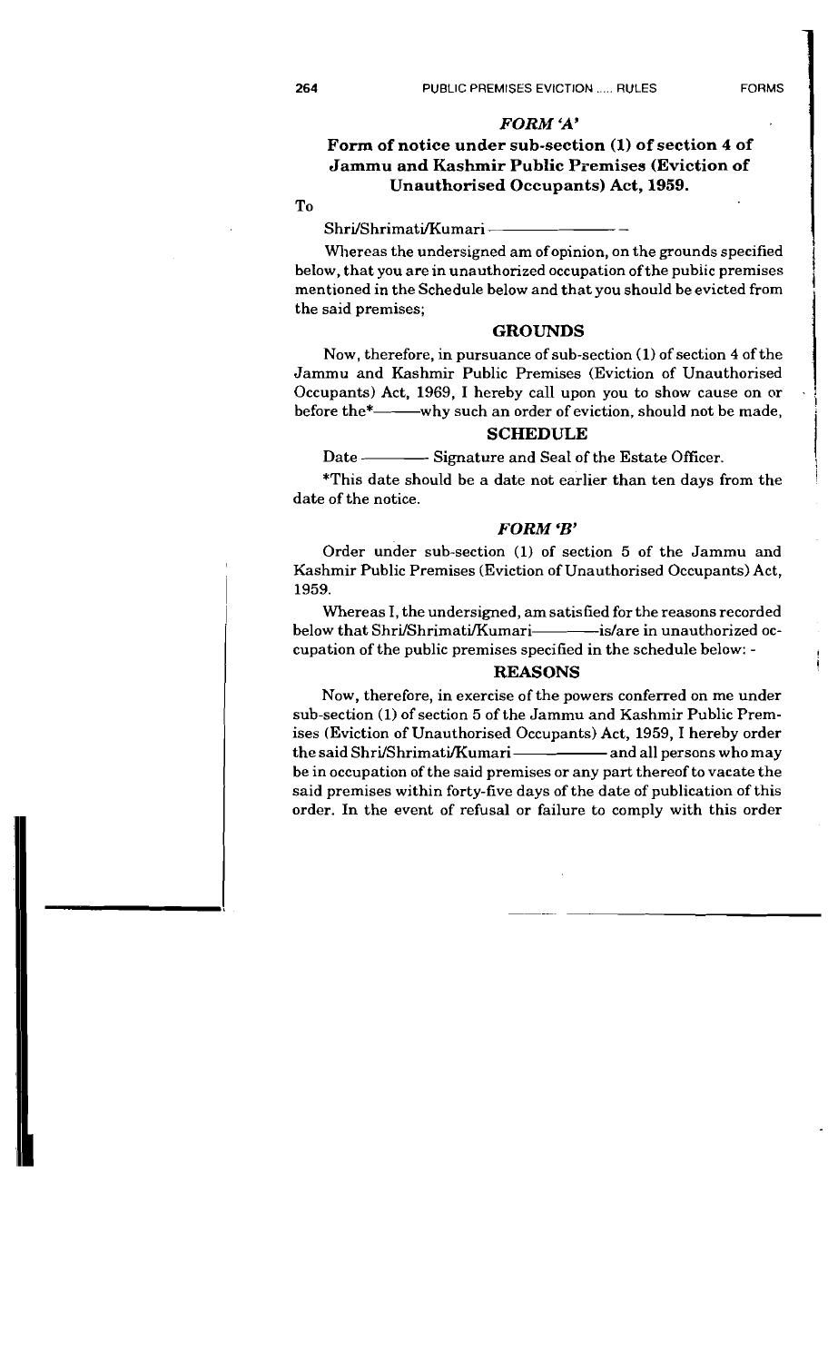## *FORM 'A'*

### Form of notice under sub-section (1) of section 4 of Jammu and Kashmir Public Premises (Eviction of Unauthorised Occupants) Act, 1959.

To

Shri/Shrimati/Kumari ——————

Whereas the undersigned am of opinion, on the grounds specified below, that you are in unauthorized occupation of the public premises mentioned in the Schedule below and that you should be evicted from the said premises;

**GROUNDS**

Now, therefore, in pursuance of sub-section (1) of section 4 of the Jammu and Kashmir Public Premises (Eviction of Unauthorised Occupants) Act, 1969, I hereby call upon you to show cause on or before the*——why such an order of eviction, should not be made,

**SCHEDULE**

Date ———— Signature and Seal of the Estate Officer.

*This date should be a date not earlier than ten days from the date of the notice.

## *FORM 'B'*

Order under sub-section (1) of section 5 of the Jammu and Kashmir Public Premises (Eviction of Unauthorised Occupants) Act, 1959.

Whereas I, the undersigned, am satisfied for the reasons recorded below that Shri/Shrimati/Kumari————is/are in unauthorized occupation of the public premises specified in the schedule below: -

**REASONS**

Now, therefore, in exercise of the powers conferred on me under sub-section (1) of section 5 of the Jammu and Kashmir Public Premises (Eviction of Unauthorised Occupants) Act, 1959, I hereby order the said Shri/Shrimati/Kumari ———— and all persons who may be in occupation of the said premises or any part thereof to vacate the said premises within forty-five days of the date of publication of this order. In the event of refusal or failure to comply with this order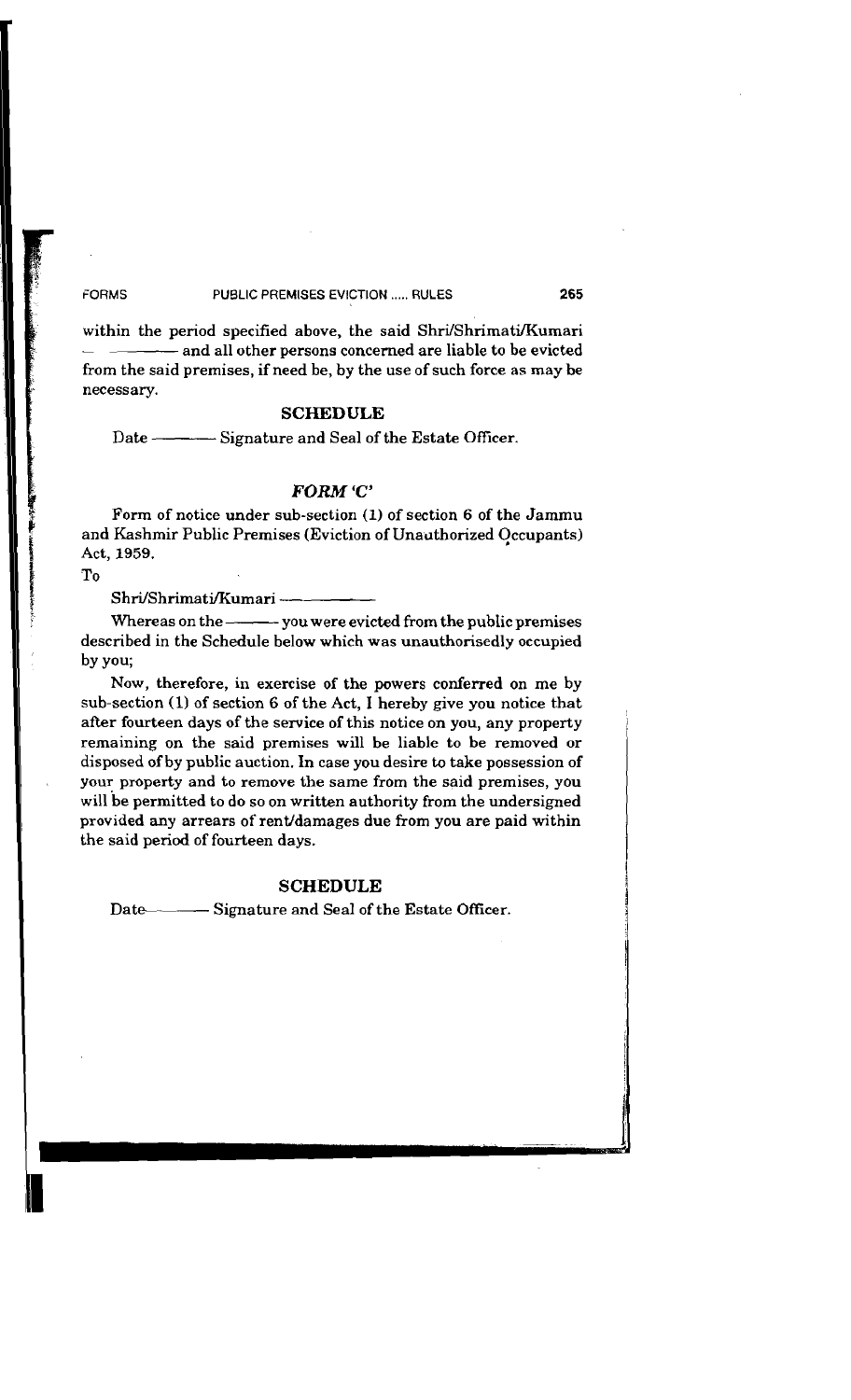within the period specified above, the said Shri/Shrimati/Kumari ——— and all other persons concerned are liable to be evicted from the said premises, if need be, by the use of such force as may be necessary.

### SCHEDULE

Date ——— Signature and Seal of the Estate Officer.

## *FORM 'C'*

Form of notice under sub-section (1) of section 6 of the Jammu and Kashmir Public Premises (Eviction of Unauthorized Occupants) Act, 1959.

To

Shri/Shrimati/Kumari ———

Whereas on the ——— you were evicted from the public premises described in the Schedule below which was unauthorisedly occupied by you;

Now, therefore, in exercise of the powers conferred on me by sub-section (1) of section 6 of the Act, I hereby give you notice that after fourteen days of the service of this notice on you, any property remaining on the said premises will be liable to be removed or disposed of by public auction. In case you desire to take possession of your property and to remove the same from the said premises, you will be permitted to do so on written authority from the undersigned provided any arrears of rent/damages due from you are paid within the said period of fourteen days.

### SCHEDULE

Date——— Signature and Seal of the Estate Officer.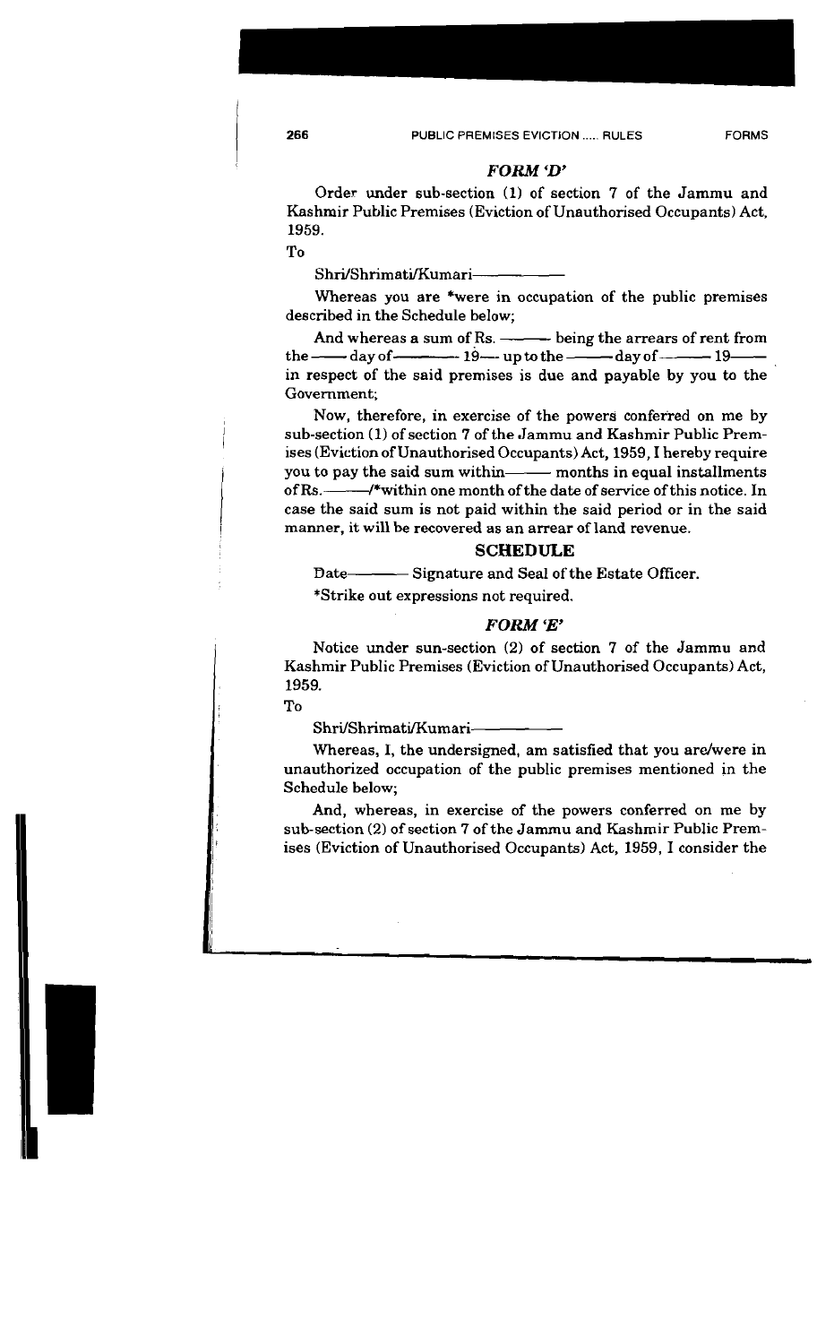### *FORM 'D'*

Order under sub-section (1) of section 7 of the Jammu and Kashmir Public Premises (Eviction of Unauthorised Occupants) Act, 1959.

To

Shri/Shrimati/Kumari————

Whereas you are *were in occupation of the public premises described in the Schedule below;

And whereas a sum of Rs. ——— being the arrears of rent from the —— day of———— 19— up to the ——— day of ——— 19—— in respect of the said premises is due and payable by you to the Government;

Now, therefore, in exercise of the powers conferred on me by sub-section (1) of section 7 of the Jammu and Kashmir Public Premises (Eviction of Unauthorised Occupants) Act, 1959, I hereby require you to pay the said sum within——— months in equal installments of Rs.———/*within one month of the date of service of this notice. In case the said sum is not paid within the said period or in the said manner, it will be recovered as an arrear of land revenue.

### SCHEDULE

Date———— Signature and Seal of the Estate Officer.

*Strike out expressions not required.

### *FORM 'E'*

Notice under sun-section (2) of section 7 of the Jammu and Kashmir Public Premises (Eviction of Unauthorised Occupants) Act, 1959.

To

Shri/Shrimati/Kumari————

Whereas, I, the undersigned, am satisfied that you are/were in unauthorized occupation of the public premises mentioned in the Schedule below;

And, whereas, in exercise of the powers conferred on me by sub-section (2) of section 7 of the Jammu and Kashmir Public Premises (Eviction of Unauthorised Occupants) Act, 1959, I consider the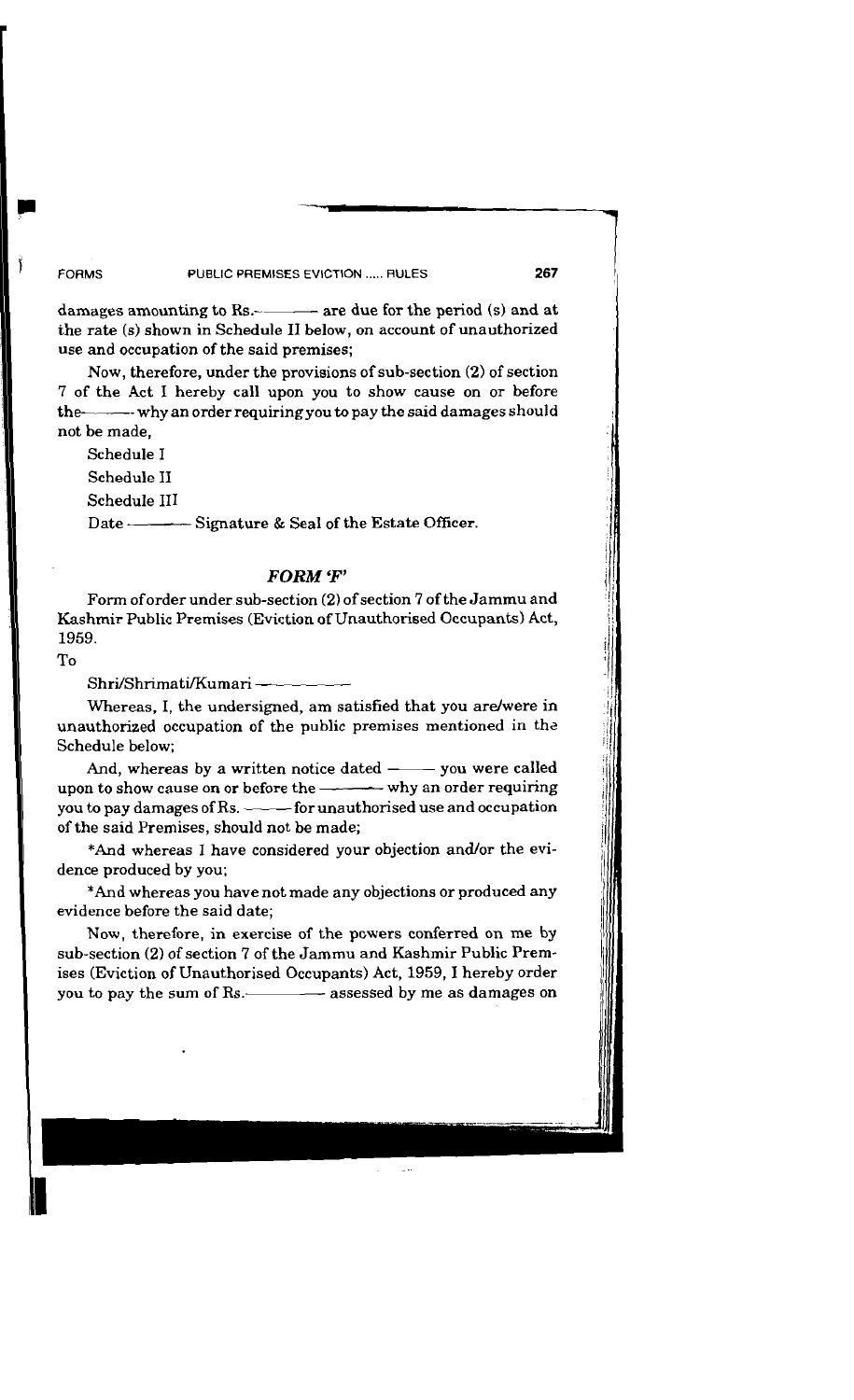damages amounting to Rs.———— are due for the period (s) and at the rate (s) shown in Schedule II below, on account of unauthorized use and occupation of the said premises;

Now, therefore, under the provisions of sub-section (2) of section 7 of the Act I hereby call upon you to show cause on or before the———why an order requiring you to pay the said damages should not be made,

Schedule I

Schedule II

Schedule III

Date ———— Signature & Seal of the Estate Officer.

## *FORM 'F'*

Form of order under sub-section (2) of section 7 of the Jammu and Kashmir Public Premises (Eviction of Unauthorised Occupants) Act, 1959.

To

Shri/Shrimati/Kumari ————

Whereas, I, the undersigned, am satisfied that you are/were in unauthorized occupation of the public premises mentioned in the Schedule below;

And, whereas by a written notice dated ——— you were called upon to show cause on or before the ———— why an order requiring you to pay damages of Rs. ——— for unauthorised use and occupation of the said Premises, should not be made;

*And whereas I have considered your objection and/or the evidence produced by you;

*And whereas you have not made any objections or produced any evidence before the said date;

Now, therefore, in exercise of the powers conferred on me by sub-section (2) of section 7 of the Jammu and Kashmir Public Premises (Eviction of Unauthorised Occupants) Act, 1959, I hereby order you to pay the sum of Rs.———— assessed by me as damages on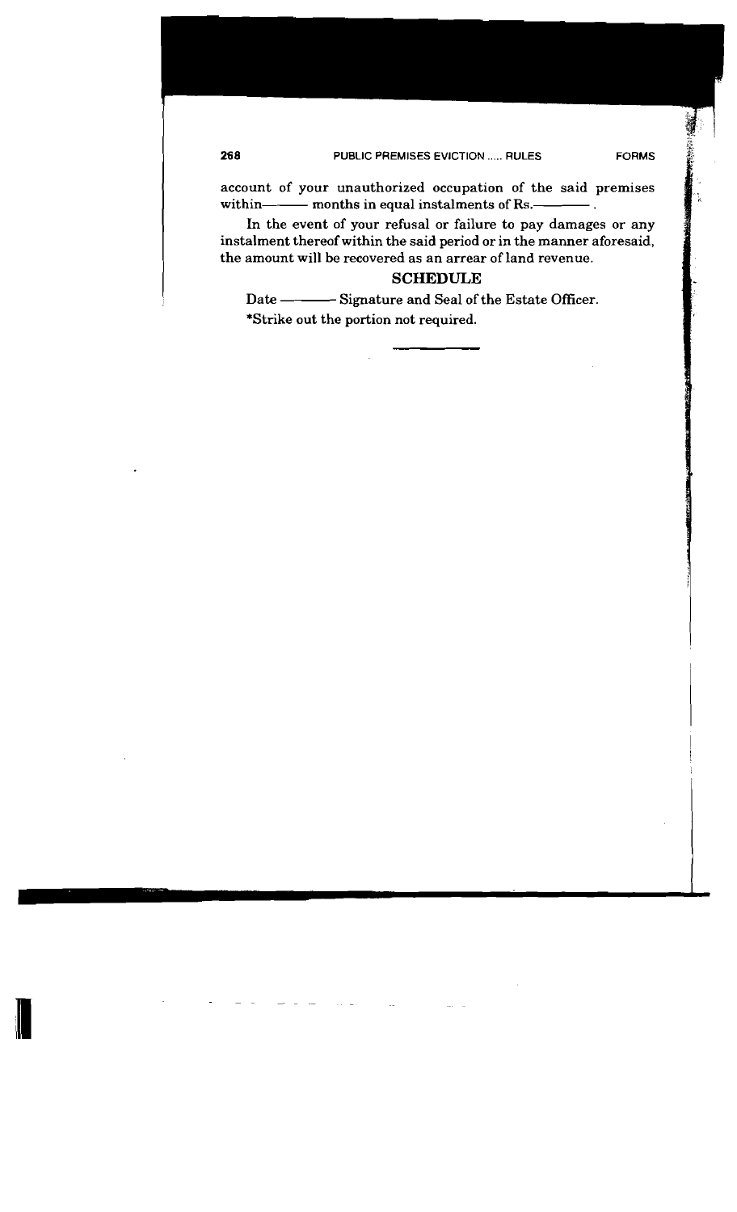account of your unauthorized occupation of the said premises within——— months in equal instalments of Rs.———.

In the event of your refusal or failure to pay damages or any instalment thereof within the said period or in the manner aforesaid, the amount will be recovered as an arrear of land revenue.

## SCHEDULE

Date ——— Signature and Seal of the Estate Officer.

*Strike out the portion not required.